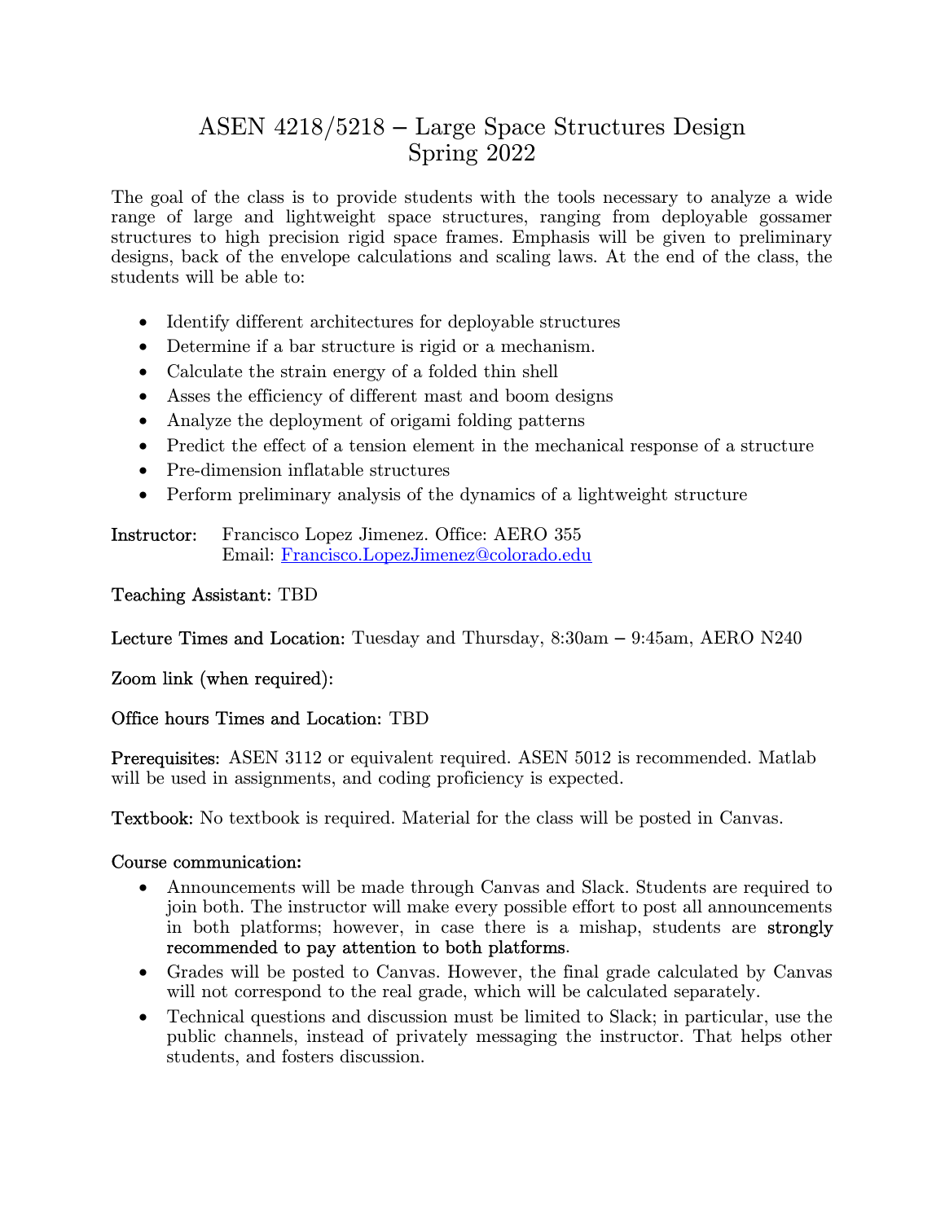# ASEN 4218/5218 – Large Space Structures Design
## Spring 2022

The goal of the class is to provide students with the tools necessary to analyze a wide range of large and lightweight space structures, ranging from deployable gossamer structures to high precision rigid space frames. Emphasis will be given to preliminary designs, back of the envelope calculations and scaling laws. At the end of the class, the students will be able to:

- Identify different architectures for deployable structures
- Determine if a bar structure is rigid or a mechanism.
- Calculate the strain energy of a folded thin shell
- Asses the efficiency of different mast and boom designs
- Analyze the deployment of origami folding patterns
- Predict the effect of a tension element in the mechanical response of a structure
- Pre-dimension inflatable structures
- Perform preliminary analysis of the dynamics of a lightweight structure

**Instructor:** Francisco Lopez Jimenez. Office: AERO 355
Email: Francisco.LopezJimenez@colorado.edu

**Teaching Assistant:** TBD

**Lecture Times and Location:** Tuesday and Thursday, 8:30am – 9:45am, AERO N240

**Zoom link (when required):**

**Office hours Times and Location:** TBD

**Prerequisites:** ASEN 3112 or equivalent required. ASEN 5012 is recommended. Matlab will be used in assignments, and coding proficiency is expected.

**Textbook:** No textbook is required. Material for the class will be posted in Canvas.

**Course communication:**

- Announcements will be made through Canvas and Slack. Students are required to join both. The instructor will make every possible effort to post all announcements in both platforms; however, in case there is a mishap, students are **strongly recommended to pay attention to both platforms**.
- Grades will be posted to Canvas. However, the final grade calculated by Canvas will not correspond to the real grade, which will be calculated separately.
- Technical questions and discussion must be limited to Slack; in particular, use the public channels, instead of privately messaging the instructor. That helps other students, and fosters discussion.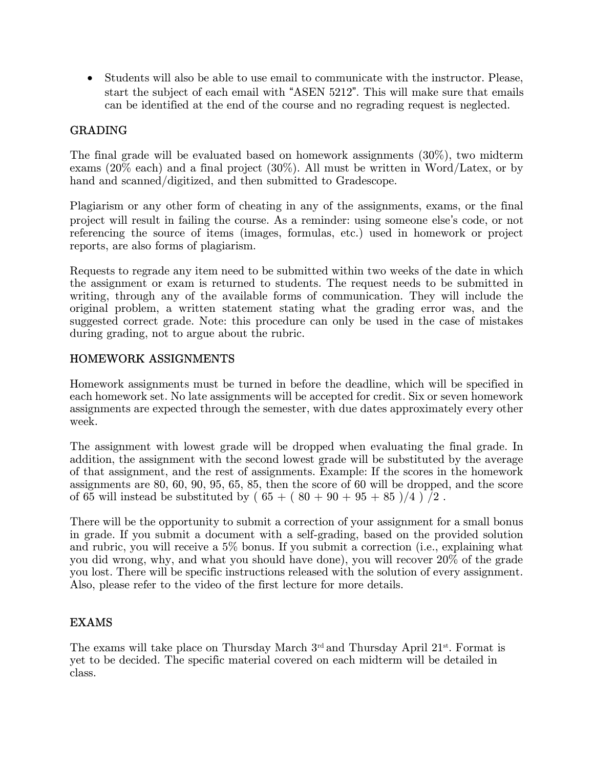- Students will also be able to use email to communicate with the instructor. Please, start the subject of each email with "ASEN 5212". This will make sure that emails can be identified at the end of the course and no regrading request is neglected.

## GRADING

The final grade will be evaluated based on homework assignments (30%), two midterm exams (20% each) and a final project (30%). All must be written in Word/Latex, or by hand and scanned/digitized, and then submitted to Gradescope.

Plagiarism or any other form of cheating in any of the assignments, exams, or the final project will result in failing the course. As a reminder: using someone else's code, or not referencing the source of items (images, formulas, etc.) used in homework or project reports, are also forms of plagiarism.

Requests to regrade any item need to be submitted within two weeks of the date in which the assignment or exam is returned to students. The request needs to be submitted in writing, through any of the available forms of communication. They will include the original problem, a written statement stating what the grading error was, and the suggested correct grade. Note: this procedure can only be used in the case of mistakes during grading, not to argue about the rubric.

## HOMEWORK ASSIGNMENTS

Homework assignments must be turned in before the deadline, which will be specified in each homework set. No late assignments will be accepted for credit. Six or seven homework assignments are expected through the semester, with due dates approximately every other week.

The assignment with lowest grade will be dropped when evaluating the final grade. In addition, the assignment with the second lowest grade will be substituted by the average of that assignment, and the rest of assignments. Example: If the scores in the homework assignments are 80, 60, 90, 95, 65, 85, then the score of 60 will be dropped, and the score of 65 will instead be substituted by $( 65 + ( 80 + 90 + 95 + 85 )/4 ) /2$ .

There will be the opportunity to submit a correction of your assignment for a small bonus in grade. If you submit a document with a self-grading, based on the provided solution and rubric, you will receive a 5% bonus. If you submit a correction (i.e., explaining what you did wrong, why, and what you should have done), you will recover 20% of the grade you lost. There will be specific instructions released with the solution of every assignment. Also, please refer to the video of the first lecture for more details.

## EXAMS

The exams will take place on Thursday March 3rd and Thursday April 21st. Format is yet to be decided. The specific material covered on each midterm will be detailed in class.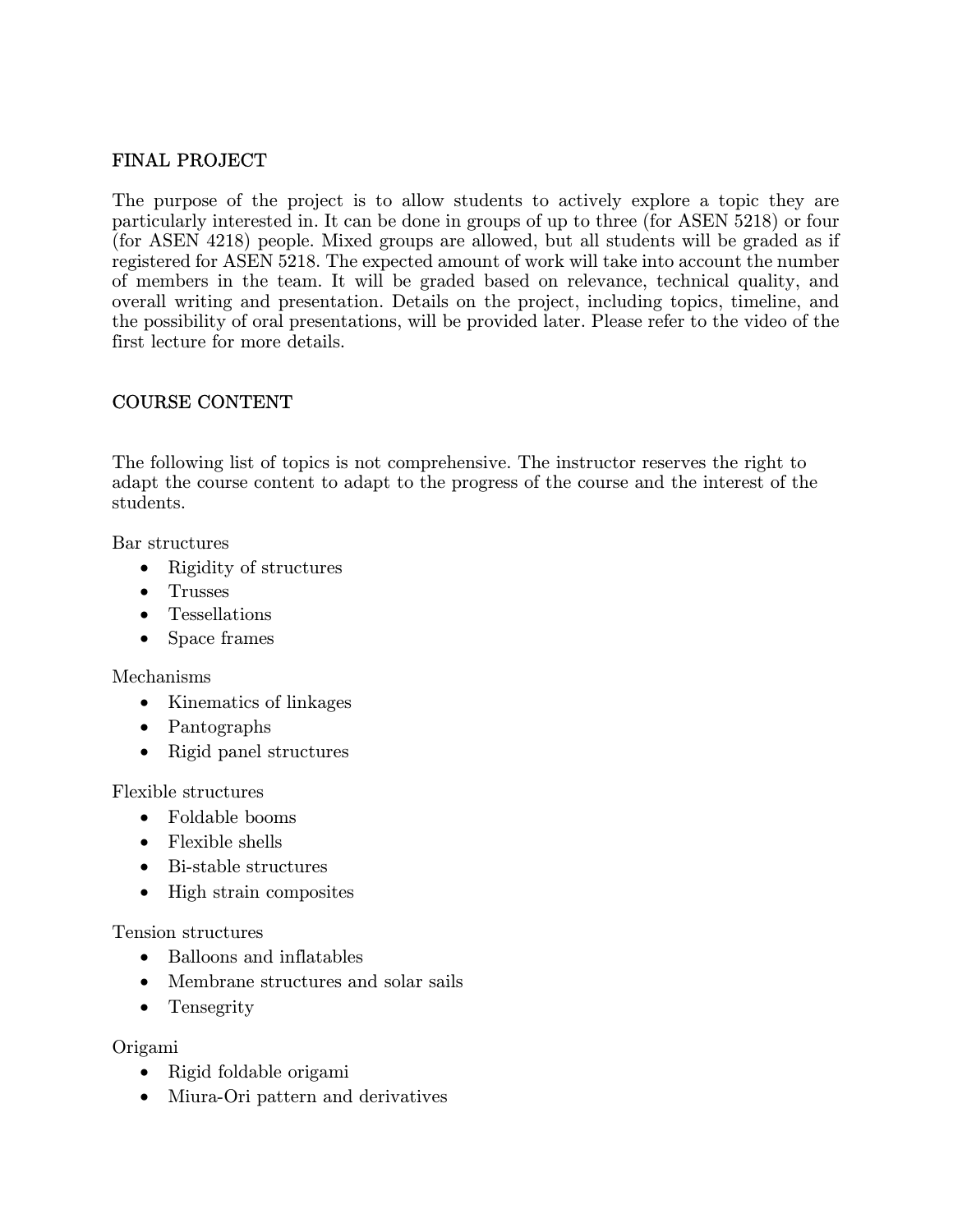## FINAL PROJECT

The purpose of the project is to allow students to actively explore a topic they are particularly interested in. It can be done in groups of up to three (for ASEN 5218) or four (for ASEN 4218) people. Mixed groups are allowed, but all students will be graded as if registered for ASEN 5218. The expected amount of work will take into account the number of members in the team. It will be graded based on relevance, technical quality, and overall writing and presentation. Details on the project, including topics, timeline, and the possibility of oral presentations, will be provided later. Please refer to the video of the first lecture for more details.

## COURSE CONTENT

The following list of topics is not comprehensive. The instructor reserves the right to adapt the course content to adapt to the progress of the course and the interest of the students.

Bar structures

- Rigidity of structures
- Trusses
- Tessellations
- Space frames

Mechanisms

- Kinematics of linkages
- Pantographs
- Rigid panel structures

Flexible structures

- Foldable booms
- Flexible shells
- Bi-stable structures
- High strain composites

Tension structures

- Balloons and inflatables
- Membrane structures and solar sails
- Tensegrity

Origami

- Rigid foldable origami
- Miura-Ori pattern and derivatives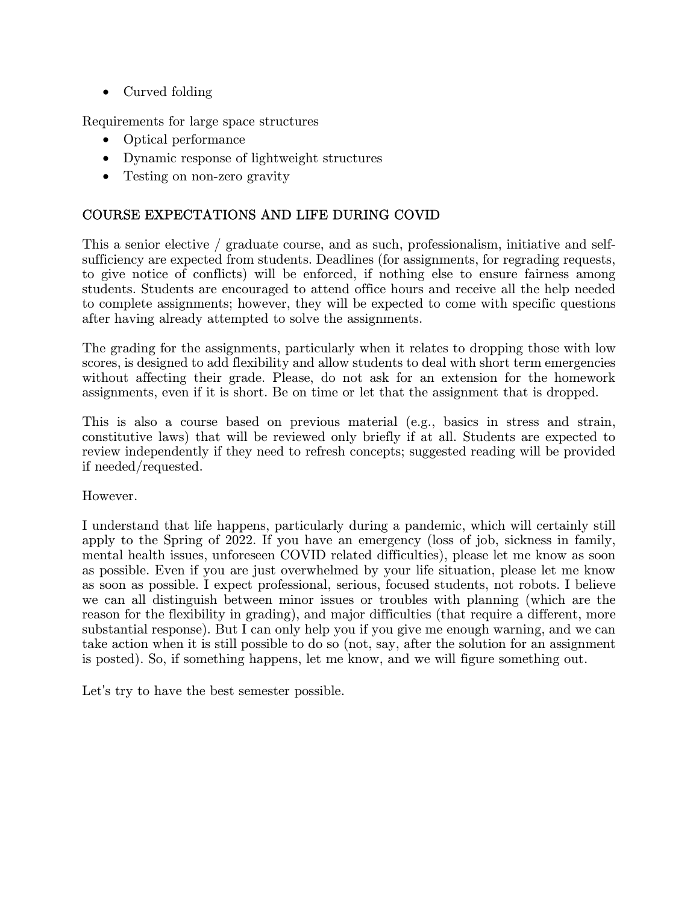- Curved folding

Requirements for large space structures

- Optical performance
- Dynamic response of lightweight structures
- Testing on non-zero gravity

## COURSE EXPECTATIONS AND LIFE DURING COVID

This a senior elective / graduate course, and as such, professionalism, initiative and self-sufficiency are expected from students. Deadlines (for assignments, for regrading requests, to give notice of conflicts) will be enforced, if nothing else to ensure fairness among students. Students are encouraged to attend office hours and receive all the help needed to complete assignments; however, they will be expected to come with specific questions after having already attempted to solve the assignments.

The grading for the assignments, particularly when it relates to dropping those with low scores, is designed to add flexibility and allow students to deal with short term emergencies without affecting their grade. Please, do not ask for an extension for the homework assignments, even if it is short. Be on time or let that the assignment that is dropped.

This is also a course based on previous material (e.g., basics in stress and strain, constitutive laws) that will be reviewed only briefly if at all. Students are expected to review independently if they need to refresh concepts; suggested reading will be provided if needed/requested.

However.

I understand that life happens, particularly during a pandemic, which will certainly still apply to the Spring of 2022. If you have an emergency (loss of job, sickness in family, mental health issues, unforeseen COVID related difficulties), please let me know as soon as possible. Even if you are just overwhelmed by your life situation, please let me know as soon as possible. I expect professional, serious, focused students, not robots. I believe we can all distinguish between minor issues or troubles with planning (which are the reason for the flexibility in grading), and major difficulties (that require a different, more substantial response). But I can only help you if you give me enough warning, and we can take action when it is still possible to do so (not, say, after the solution for an assignment is posted). So, if something happens, let me know, and we will figure something out.

Let's try to have the best semester possible.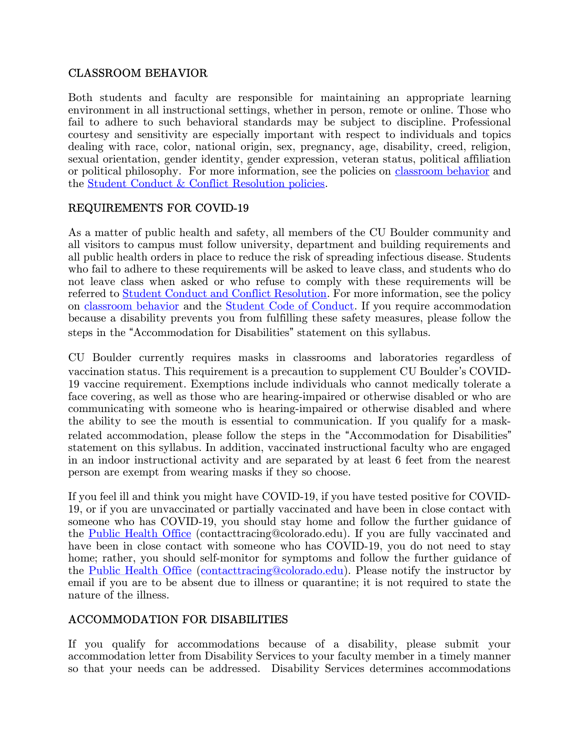## CLASSROOM BEHAVIOR

Both students and faculty are responsible for maintaining an appropriate learning environment in all instructional settings, whether in person, remote or online. Those who fail to adhere to such behavioral standards may be subject to discipline. Professional courtesy and sensitivity are especially important with respect to individuals and topics dealing with race, color, national origin, sex, pregnancy, age, disability, creed, religion, sexual orientation, gender identity, gender expression, veteran status, political affiliation or political philosophy. For more information, see the policies on classroom behavior and the Student Conduct & Conflict Resolution policies.

## REQUIREMENTS FOR COVID-19

As a matter of public health and safety, all members of the CU Boulder community and all visitors to campus must follow university, department and building requirements and all public health orders in place to reduce the risk of spreading infectious disease. Students who fail to adhere to these requirements will be asked to leave class, and students who do not leave class when asked or who refuse to comply with these requirements will be referred to Student Conduct and Conflict Resolution. For more information, see the policy on classroom behavior and the Student Code of Conduct. If you require accommodation because a disability prevents you from fulfilling these safety measures, please follow the steps in the "Accommodation for Disabilities" statement on this syllabus.

CU Boulder currently requires masks in classrooms and laboratories regardless of vaccination status. This requirement is a precaution to supplement CU Boulder's COVID-19 vaccine requirement. Exemptions include individuals who cannot medically tolerate a face covering, as well as those who are hearing-impaired or otherwise disabled or who are communicating with someone who is hearing-impaired or otherwise disabled and where the ability to see the mouth is essential to communication. If you qualify for a mask-related accommodation, please follow the steps in the "Accommodation for Disabilities" statement on this syllabus. In addition, vaccinated instructional faculty who are engaged in an indoor instructional activity and are separated by at least 6 feet from the nearest person are exempt from wearing masks if they so choose.

If you feel ill and think you might have COVID-19, if you have tested positive for COVID-19, or if you are unvaccinated or partially vaccinated and have been in close contact with someone who has COVID-19, you should stay home and follow the further guidance of the Public Health Office (contacttracing@colorado.edu). If you are fully vaccinated and have been in close contact with someone who has COVID-19, you do not need to stay home; rather, you should self-monitor for symptoms and follow the further guidance of the Public Health Office (contacttracing@colorado.edu). Please notify the instructor by email if you are to be absent due to illness or quarantine; it is not required to state the nature of the illness.

## ACCOMMODATION FOR DISABILITIES

If you qualify for accommodations because of a disability, please submit your accommodation letter from Disability Services to your faculty member in a timely manner so that your needs can be addressed. Disability Services determines accommodations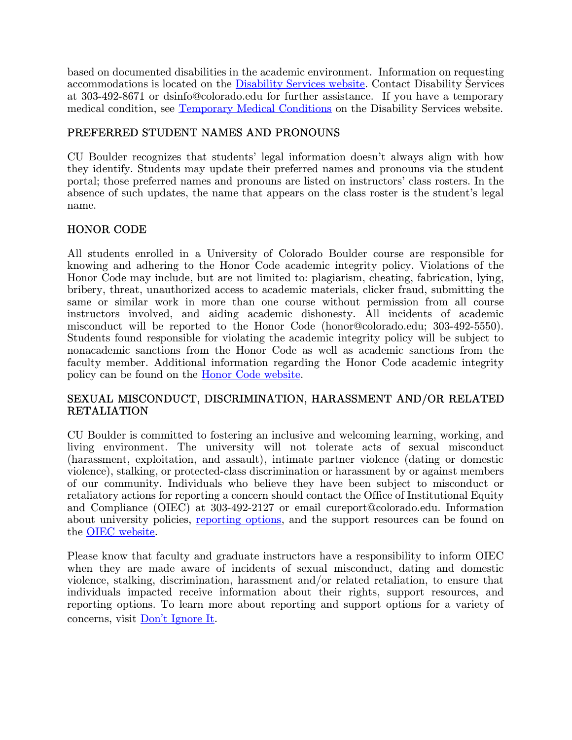based on documented disabilities in the academic environment. Information on requesting accommodations is located on the Disability Services website. Contact Disability Services at 303-492-8671 or dsinfo@colorado.edu for further assistance. If you have a temporary medical condition, see Temporary Medical Conditions on the Disability Services website.

## PREFERRED STUDENT NAMES AND PRONOUNS

CU Boulder recognizes that students' legal information doesn't always align with how they identify. Students may update their preferred names and pronouns via the student portal; those preferred names and pronouns are listed on instructors' class rosters. In the absence of such updates, the name that appears on the class roster is the student's legal name.

## HONOR CODE

All students enrolled in a University of Colorado Boulder course are responsible for knowing and adhering to the Honor Code academic integrity policy. Violations of the Honor Code may include, but are not limited to: plagiarism, cheating, fabrication, lying, bribery, threat, unauthorized access to academic materials, clicker fraud, submitting the same or similar work in more than one course without permission from all course instructors involved, and aiding academic dishonesty. All incidents of academic misconduct will be reported to the Honor Code (honor@colorado.edu; 303-492-5550). Students found responsible for violating the academic integrity policy will be subject to nonacademic sanctions from the Honor Code as well as academic sanctions from the faculty member. Additional information regarding the Honor Code academic integrity policy can be found on the Honor Code website.

## SEXUAL MISCONDUCT, DISCRIMINATION, HARASSMENT AND/OR RELATED RETALIATION

CU Boulder is committed to fostering an inclusive and welcoming learning, working, and living environment. The university will not tolerate acts of sexual misconduct (harassment, exploitation, and assault), intimate partner violence (dating or domestic violence), stalking, or protected-class discrimination or harassment by or against members of our community. Individuals who believe they have been subject to misconduct or retaliatory actions for reporting a concern should contact the Office of Institutional Equity and Compliance (OIEC) at 303-492-2127 or email cureport@colorado.edu. Information about university policies, reporting options, and the support resources can be found on the OIEC website.

Please know that faculty and graduate instructors have a responsibility to inform OIEC when they are made aware of incidents of sexual misconduct, dating and domestic violence, stalking, discrimination, harassment and/or related retaliation, to ensure that individuals impacted receive information about their rights, support resources, and reporting options. To learn more about reporting and support options for a variety of concerns, visit Don't Ignore It.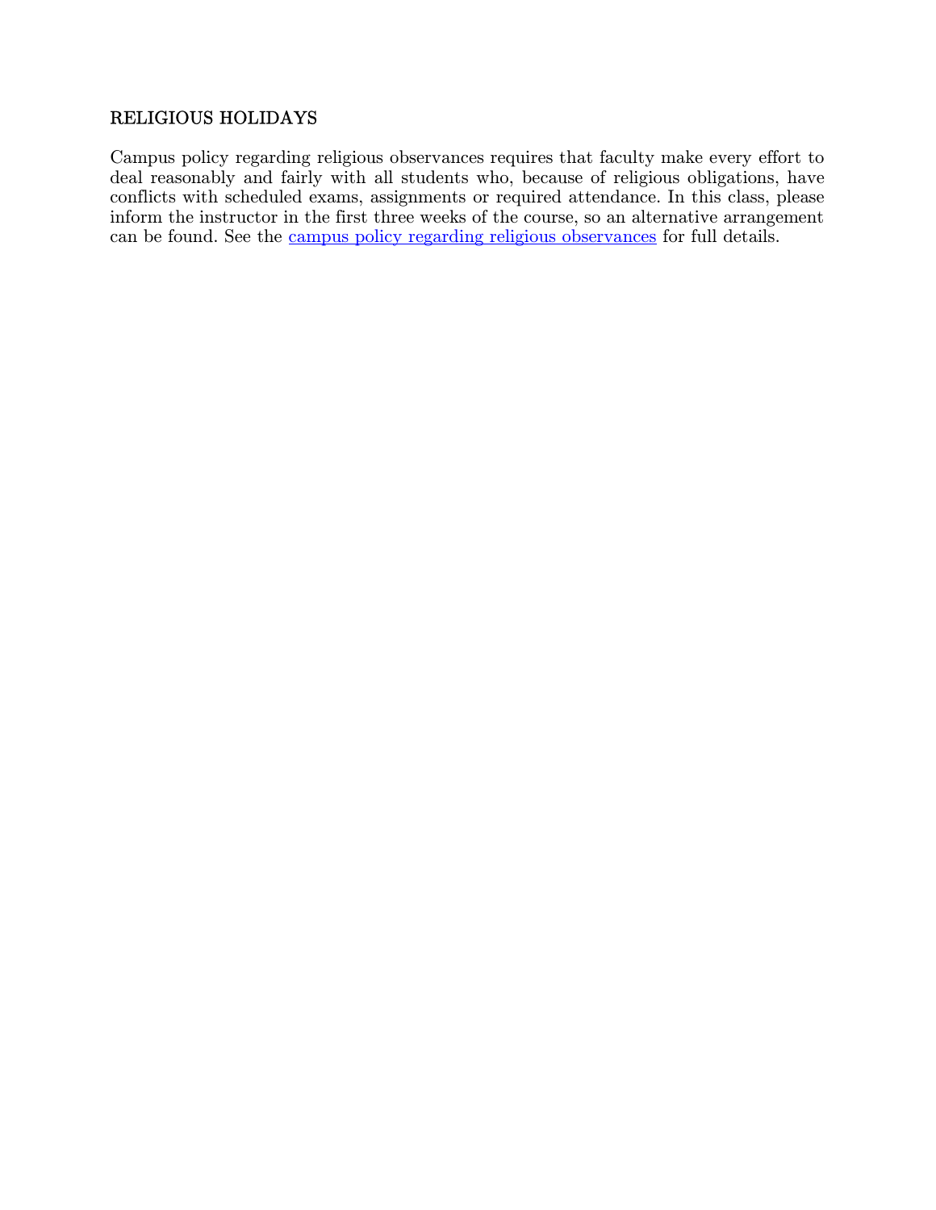## RELIGIOUS HOLIDAYS

Campus policy regarding religious observances requires that faculty make every effort to deal reasonably and fairly with all students who, because of religious obligations, have conflicts with scheduled exams, assignments or required attendance. In this class, please inform the instructor in the first three weeks of the course, so an alternative arrangement can be found. See the campus policy regarding religious observances for full details.